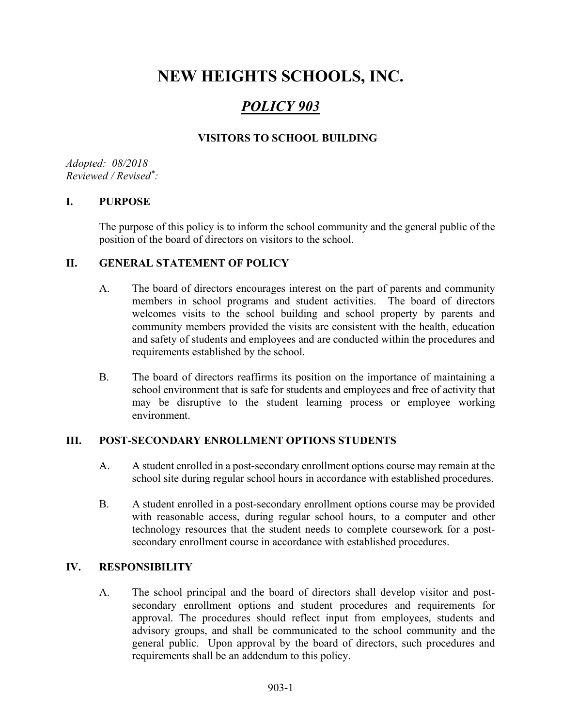# NEW HEIGHTS SCHOOLS, INC.

## *POLICY 903*

### VISITORS TO SCHOOL BUILDING

*Adopted: 08/2018*
*Reviewed / Revised*:*

## I. PURPOSE

The purpose of this policy is to inform the school community and the general public of the position of the board of directors on visitors to the school.

## II. GENERAL STATEMENT OF POLICY

A. The board of directors encourages interest on the part of parents and community members in school programs and student activities. The board of directors welcomes visits to the school building and school property by parents and community members provided the visits are consistent with the health, education and safety of students and employees and are conducted within the procedures and requirements established by the school.

B. The board of directors reaffirms its position on the importance of maintaining a school environment that is safe for students and employees and free of activity that may be disruptive to the student learning process or employee working environment.

## III. POST-SECONDARY ENROLLMENT OPTIONS STUDENTS

A. A student enrolled in a post-secondary enrollment options course may remain at the school site during regular school hours in accordance with established procedures.

B. A student enrolled in a post-secondary enrollment options course may be provided with reasonable access, during regular school hours, to a computer and other technology resources that the student needs to complete coursework for a post-secondary enrollment course in accordance with established procedures.

## IV. RESPONSIBILITY

A. The school principal and the board of directors shall develop visitor and post-secondary enrollment options and student procedures and requirements for approval. The procedures should reflect input from employees, students and advisory groups, and shall be communicated to the school community and the general public. Upon approval by the board of directors, such procedures and requirements shall be an addendum to this policy.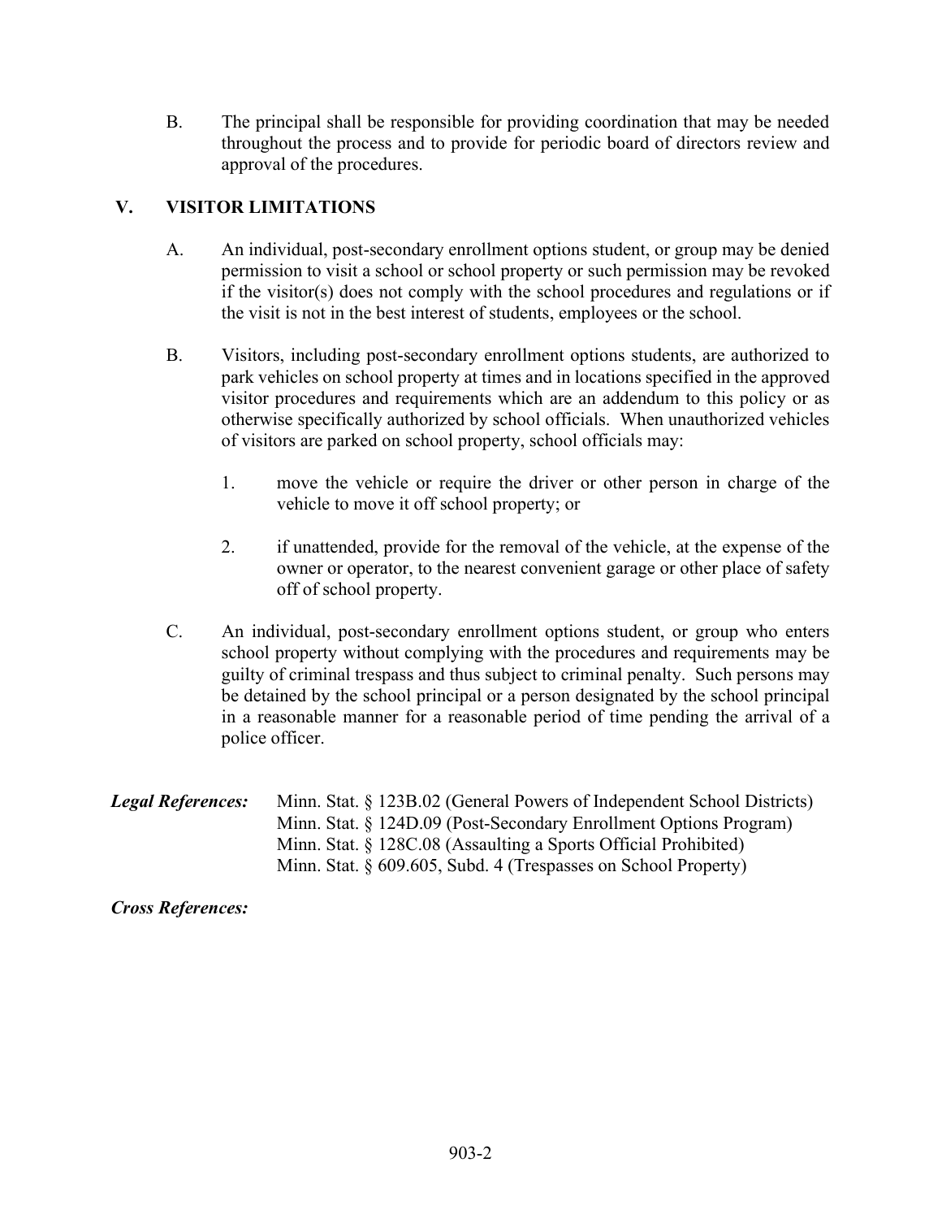B. The principal shall be responsible for providing coordination that may be needed throughout the process and to provide for periodic board of directors review and approval of the procedures.

## V. VISITOR LIMITATIONS

A. An individual, post-secondary enrollment options student, or group may be denied permission to visit a school or school property or such permission may be revoked if the visitor(s) does not comply with the school procedures and regulations or if the visit is not in the best interest of students, employees or the school.

B. Visitors, including post-secondary enrollment options students, are authorized to park vehicles on school property at times and in locations specified in the approved visitor procedures and requirements which are an addendum to this policy or as otherwise specifically authorized by school officials. When unauthorized vehicles of visitors are parked on school property, school officials may:

1. move the vehicle or require the driver or other person in charge of the vehicle to move it off school property; or

2. if unattended, provide for the removal of the vehicle, at the expense of the owner or operator, to the nearest convenient garage or other place of safety off of school property.

C. An individual, post-secondary enrollment options student, or group who enters school property without complying with the procedures and requirements may be guilty of criminal trespass and thus subject to criminal penalty. Such persons may be detained by the school principal or a person designated by the school principal in a reasonable manner for a reasonable period of time pending the arrival of a police officer.

***Legal References:*** Minn. Stat. § 123B.02 (General Powers of Independent School Districts)
Minn. Stat. § 124D.09 (Post-Secondary Enrollment Options Program)
Minn. Stat. § 128C.08 (Assaulting a Sports Official Prohibited)
Minn. Stat. § 609.605, Subd. 4 (Trespasses on School Property)

***Cross References:***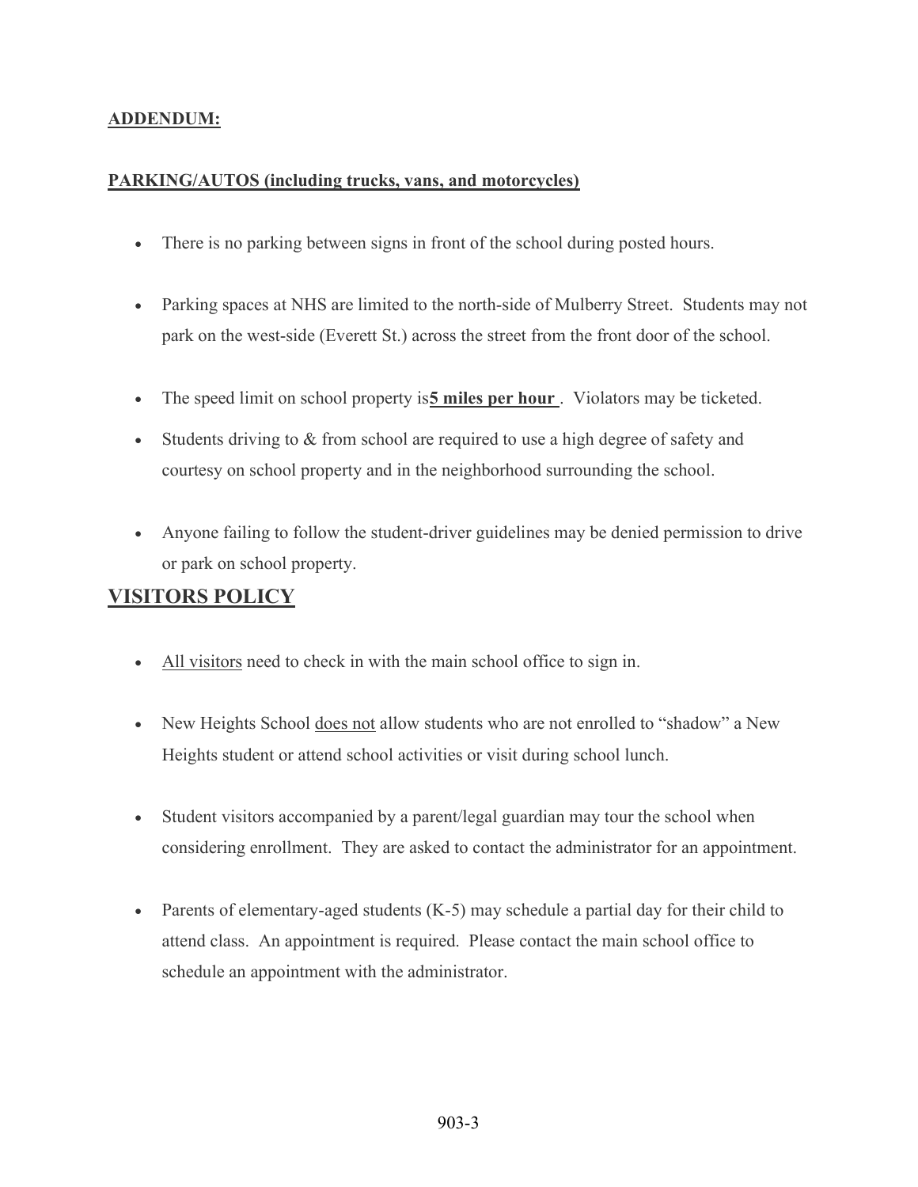**ADDENDUM:**

**PARKING/AUTOS (including trucks, vans, and motorcycles)**

- There is no parking between signs in front of the school during posted hours.
- Parking spaces at NHS are limited to the north-side of Mulberry Street. Students may not park on the west-side (Everett St.) across the street from the front door of the school.
- The speed limit on school property is **5 miles per hour**. Violators may be ticketed.
- Students driving to & from school are required to use a high degree of safety and courtesy on school property and in the neighborhood surrounding the school.
- Anyone failing to follow the student-driver guidelines may be denied permission to drive or park on school property.

## VISITORS POLICY

- All visitors need to check in with the main school office to sign in.
- New Heights School does not allow students who are not enrolled to "shadow" a New Heights student or attend school activities or visit during school lunch.
- Student visitors accompanied by a parent/legal guardian may tour the school when considering enrollment. They are asked to contact the administrator for an appointment.
- Parents of elementary-aged students (K-5) may schedule a partial day for their child to attend class. An appointment is required. Please contact the main school office to schedule an appointment with the administrator.